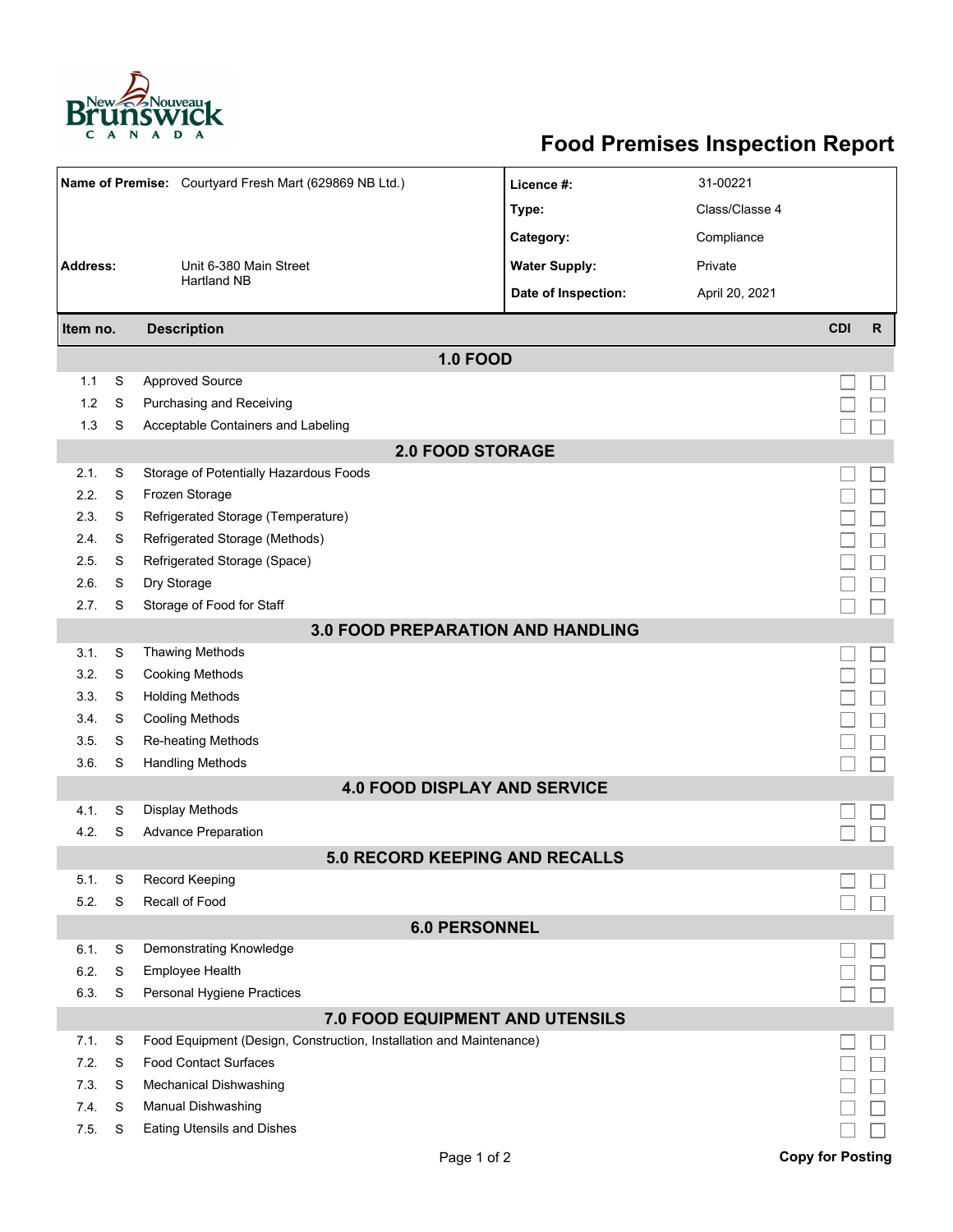# Food Premises Inspection Report

| | | | |
|---|---|---|---|
| **Name of Premise:** | Courtyard Fresh Mart (629869 NB Ltd.) | **Licence #:** | 31-00221 |
| | | **Type:** | Class/Classe 4 |
| | | **Category:** | Compliance |
| **Address:** | Unit 6-380 Main Street<br>Hartland NB | **Water Supply:** | Private |
| | | **Date of Inspection:** | April 20, 2021 |

| Item no. | | Description | CDI | R |
|---|---|---|---|---|
| | | **1.0 FOOD** | | |
| 1.1 | S | Approved Source | ☐ | ☐ |
| 1.2 | S | Purchasing and Receiving | ☐ | ☐ |
| 1.3 | S | Acceptable Containers and Labeling | ☐ | ☐ |
| | | **2.0 FOOD STORAGE** | | |
| 2.1. | S | Storage of Potentially Hazardous Foods | ☐ | ☐ |
| 2.2. | S | Frozen Storage | ☐ | ☐ |
| 2.3. | S | Refrigerated Storage (Temperature) | ☐ | ☐ |
| 2.4. | S | Refrigerated Storage (Methods) | ☐ | ☐ |
| 2.5. | S | Refrigerated Storage (Space) | ☐ | ☐ |
| 2.6. | S | Dry Storage | ☐ | ☐ |
| 2.7. | S | Storage of Food for Staff | ☐ | ☐ |
| | | **3.0 FOOD PREPARATION AND HANDLING** | | |
| 3.1. | S | Thawing Methods | ☐ | ☐ |
| 3.2. | S | Cooking Methods | ☐ | ☐ |
| 3.3. | S | Holding Methods | ☐ | ☐ |
| 3.4. | S | Cooling Methods | ☐ | ☐ |
| 3.5. | S | Re-heating Methods | ☐ | ☐ |
| 3.6. | S | Handling Methods | ☐ | ☐ |
| | | **4.0 FOOD DISPLAY AND SERVICE** | | |
| 4.1. | S | Display Methods | ☐ | ☐ |
| 4.2. | S | Advance Preparation | ☐ | ☐ |
| | | **5.0 RECORD KEEPING AND RECALLS** | | |
| 5.1. | S | Record Keeping | ☐ | ☐ |
| 5.2. | S | Recall of Food | ☐ | ☐ |
| | | **6.0 PERSONNEL** | | |
| 6.1. | S | Demonstrating Knowledge | ☐ | ☐ |
| 6.2. | S | Employee Health | ☐ | ☐ |
| 6.3. | S | Personal Hygiene Practices | ☐ | ☐ |
| | | **7.0 FOOD EQUIPMENT AND UTENSILS** | | |
| 7.1. | S | Food Equipment (Design, Construction, Installation and Maintenance) | ☐ | ☐ |
| 7.2. | S | Food Contact Surfaces | ☐ | ☐ |
| 7.3. | S | Mechanical Dishwashing | ☐ | ☐ |
| 7.4. | S | Manual Dishwashing | ☐ | ☐ |
| 7.5. | S | Eating Utensils and Dishes | ☐ | ☐ |

**Copy for Posting**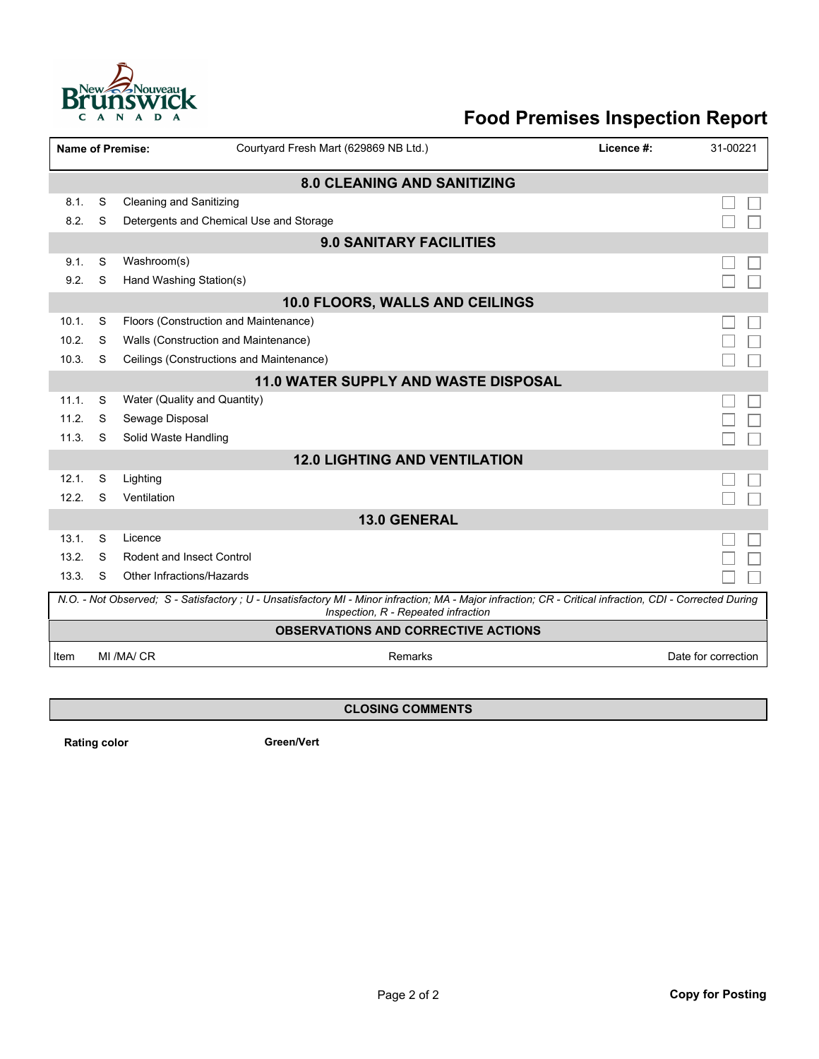# Food Premises Inspection Report

| **Name of Premise:** | Courtyard Fresh Mart (629869 NB Ltd.) | **Licence #:** | 31-00221 |
|---|---|---|---|

## 8.0 CLEANING AND SANITIZING

| | | | | |
|---|---|---|---|---|
| 8.1. | S | Cleaning and Sanitizing | ☐ | ☐ |
| 8.2. | S | Detergents and Chemical Use and Storage | ☐ | ☐ |

## 9.0 SANITARY FACILITIES

| | | | | |
|---|---|---|---|---|
| 9.1. | S | Washroom(s) | ☐ | ☐ |
| 9.2. | S | Hand Washing Station(s) | ☐ | ☐ |

## 10.0 FLOORS, WALLS AND CEILINGS

| | | | | |
|---|---|---|---|---|
| 10.1. | S | Floors (Construction and Maintenance) | ☐ | ☐ |
| 10.2. | S | Walls (Construction and Maintenance) | ☐ | ☐ |
| 10.3. | S | Ceilings (Constructions and Maintenance) | ☐ | ☐ |

## 11.0 WATER SUPPLY AND WASTE DISPOSAL

| | | | | |
|---|---|---|---|---|
| 11.1. | S | Water (Quality and Quantity) | ☐ | ☐ |
| 11.2. | S | Sewage Disposal | ☐ | ☐ |
| 11.3. | S | Solid Waste Handling | ☐ | ☐ |

## 12.0 LIGHTING AND VENTILATION

| | | | | |
|---|---|---|---|---|
| 12.1. | S | Lighting | ☐ | ☐ |
| 12.2. | S | Ventilation | ☐ | ☐ |

## 13.0 GENERAL

| | | | | |
|---|---|---|---|---|
| 13.1. | S | Licence | ☐ | ☐ |
| 13.2. | S | Rodent and Insect Control | ☐ | ☐ |
| 13.3. | S | Other Infractions/Hazards | ☐ | ☐ |

*N.O. - Not Observed; S - Satisfactory ; U - Unsatisfactory MI - Minor infraction; MA - Major infraction; CR - Critical infraction, CDI - Corrected During Inspection, R - Repeated infraction*

## OBSERVATIONS AND CORRECTIVE ACTIONS

| Item | MI /MA/ CR | Remarks | Date for correction |
|---|---|---|---|

## CLOSING COMMENTS

**Rating color** **Green/Vert**

**Copy for Posting**